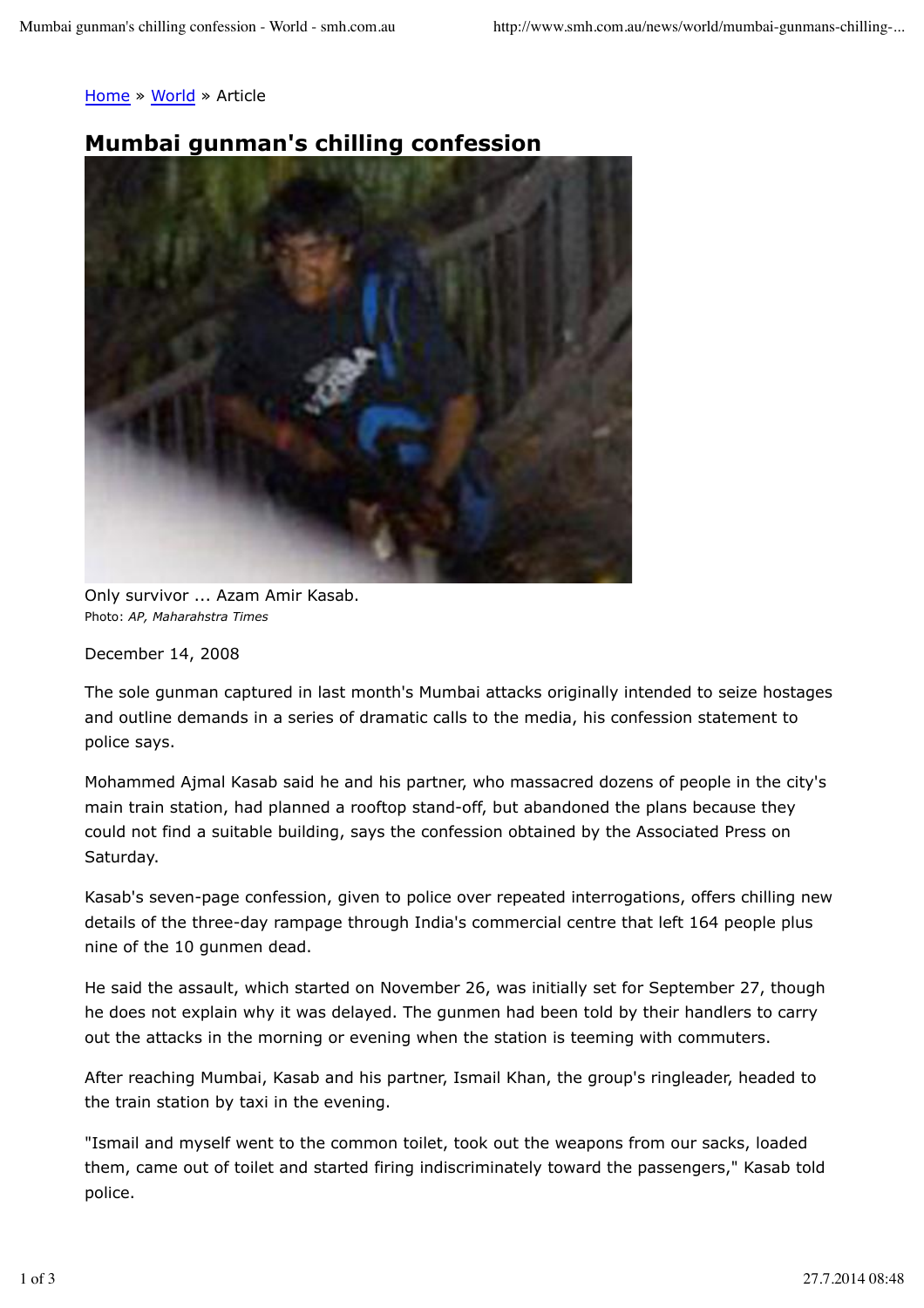Home » World » Article

# Mumbai gunman's chilling confession

Only survivor ... Azam Amir Kasab.
Photo: *AP, Maharahstra Times*

December 14, 2008

The sole gunman captured in last month's Mumbai attacks originally intended to seize hostages and outline demands in a series of dramatic calls to the media, his confession statement to police says.

Mohammed Ajmal Kasab said he and his partner, who massacred dozens of people in the city's main train station, had planned a rooftop stand-off, but abandoned the plans because they could not find a suitable building, says the confession obtained by the Associated Press on Saturday.

Kasab's seven-page confession, given to police over repeated interrogations, offers chilling new details of the three-day rampage through India's commercial centre that left 164 people plus nine of the 10 gunmen dead.

He said the assault, which started on November 26, was initially set for September 27, though he does not explain why it was delayed. The gunmen had been told by their handlers to carry out the attacks in the morning or evening when the station is teeming with commuters.

After reaching Mumbai, Kasab and his partner, Ismail Khan, the group's ringleader, headed to the train station by taxi in the evening.

"Ismail and myself went to the common toilet, took out the weapons from our sacks, loaded them, came out of toilet and started firing indiscriminately toward the passengers," Kasab told police.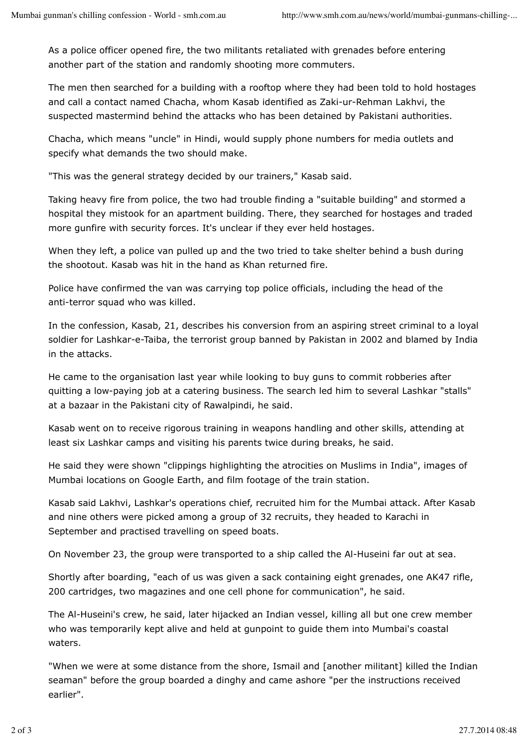As a police officer opened fire, the two militants retaliated with grenades before entering another part of the station and randomly shooting more commuters.

The men then searched for a building with a rooftop where they had been told to hold hostages and call a contact named Chacha, whom Kasab identified as Zaki-ur-Rehman Lakhvi, the suspected mastermind behind the attacks who has been detained by Pakistani authorities.

Chacha, which means "uncle" in Hindi, would supply phone numbers for media outlets and specify what demands the two should make.

"This was the general strategy decided by our trainers," Kasab said.

Taking heavy fire from police, the two had trouble finding a "suitable building" and stormed a hospital they mistook for an apartment building. There, they searched for hostages and traded more gunfire with security forces. It's unclear if they ever held hostages.

When they left, a police van pulled up and the two tried to take shelter behind a bush during the shootout. Kasab was hit in the hand as Khan returned fire.

Police have confirmed the van was carrying top police officials, including the head of the anti-terror squad who was killed.

In the confession, Kasab, 21, describes his conversion from an aspiring street criminal to a loyal soldier for Lashkar-e-Taiba, the terrorist group banned by Pakistan in 2002 and blamed by India in the attacks.

He came to the organisation last year while looking to buy guns to commit robberies after quitting a low-paying job at a catering business. The search led him to several Lashkar "stalls" at a bazaar in the Pakistani city of Rawalpindi, he said.

Kasab went on to receive rigorous training in weapons handling and other skills, attending at least six Lashkar camps and visiting his parents twice during breaks, he said.

He said they were shown "clippings highlighting the atrocities on Muslims in India", images of Mumbai locations on Google Earth, and film footage of the train station.

Kasab said Lakhvi, Lashkar's operations chief, recruited him for the Mumbai attack. After Kasab and nine others were picked among a group of 32 recruits, they headed to Karachi in September and practised travelling on speed boats.

On November 23, the group were transported to a ship called the Al-Huseini far out at sea.

Shortly after boarding, "each of us was given a sack containing eight grenades, one AK47 rifle, 200 cartridges, two magazines and one cell phone for communication", he said.

The Al-Huseini's crew, he said, later hijacked an Indian vessel, killing all but one crew member who was temporarily kept alive and held at gunpoint to guide them into Mumbai's coastal waters.

"When we were at some distance from the shore, Ismail and [another militant] killed the Indian seaman" before the group boarded a dinghy and came ashore "per the instructions received earlier".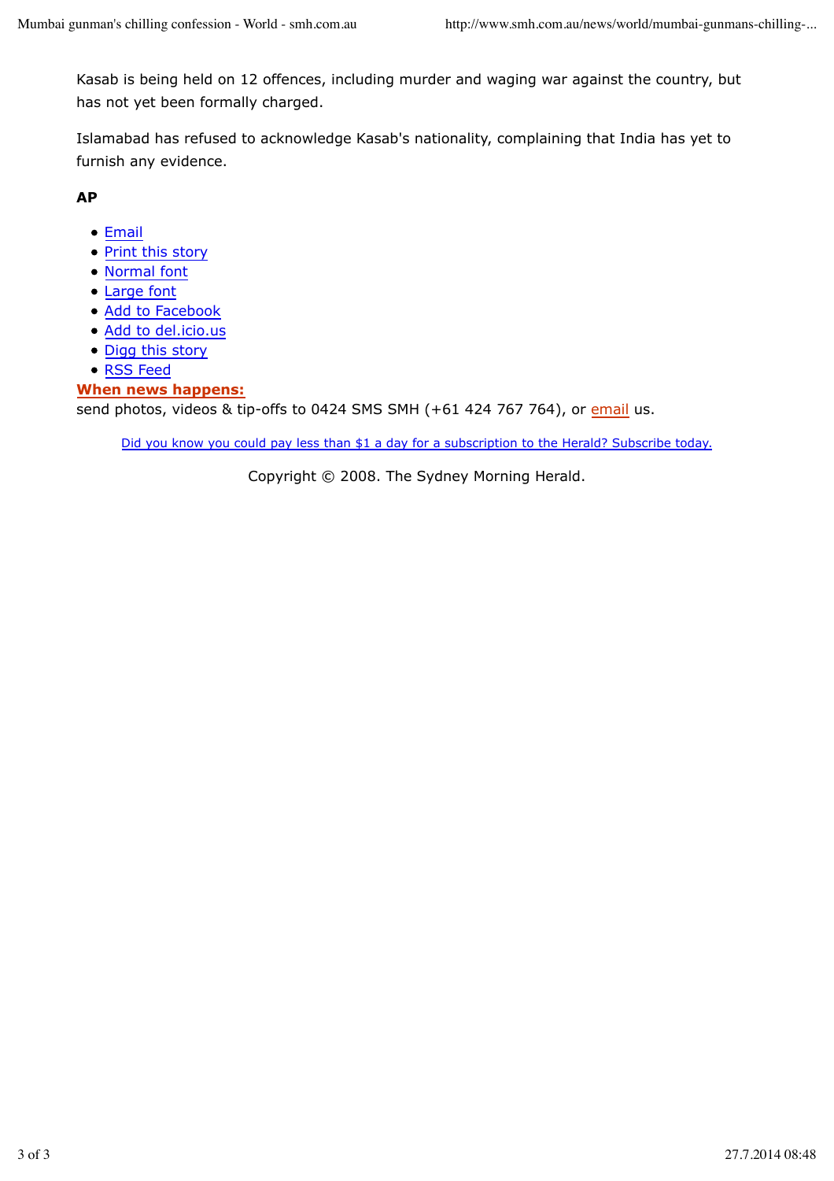Kasab is being held on 12 offences, including murder and waging war against the country, but has not yet been formally charged.

Islamabad has refused to acknowledge Kasab's nationality, complaining that India has yet to furnish any evidence.

**AP**

- Email
- Print this story
- Normal font
- Large font
- Add to Facebook
- Add to del.icio.us
- Digg this story
- RSS Feed

**When news happens:**
send photos, videos & tip-offs to 0424 SMS SMH (+61 424 767 764), or email us.

Did you know you could pay less than $1 a day for a subscription to the Herald? Subscribe today.

Copyright © 2008. The Sydney Morning Herald.